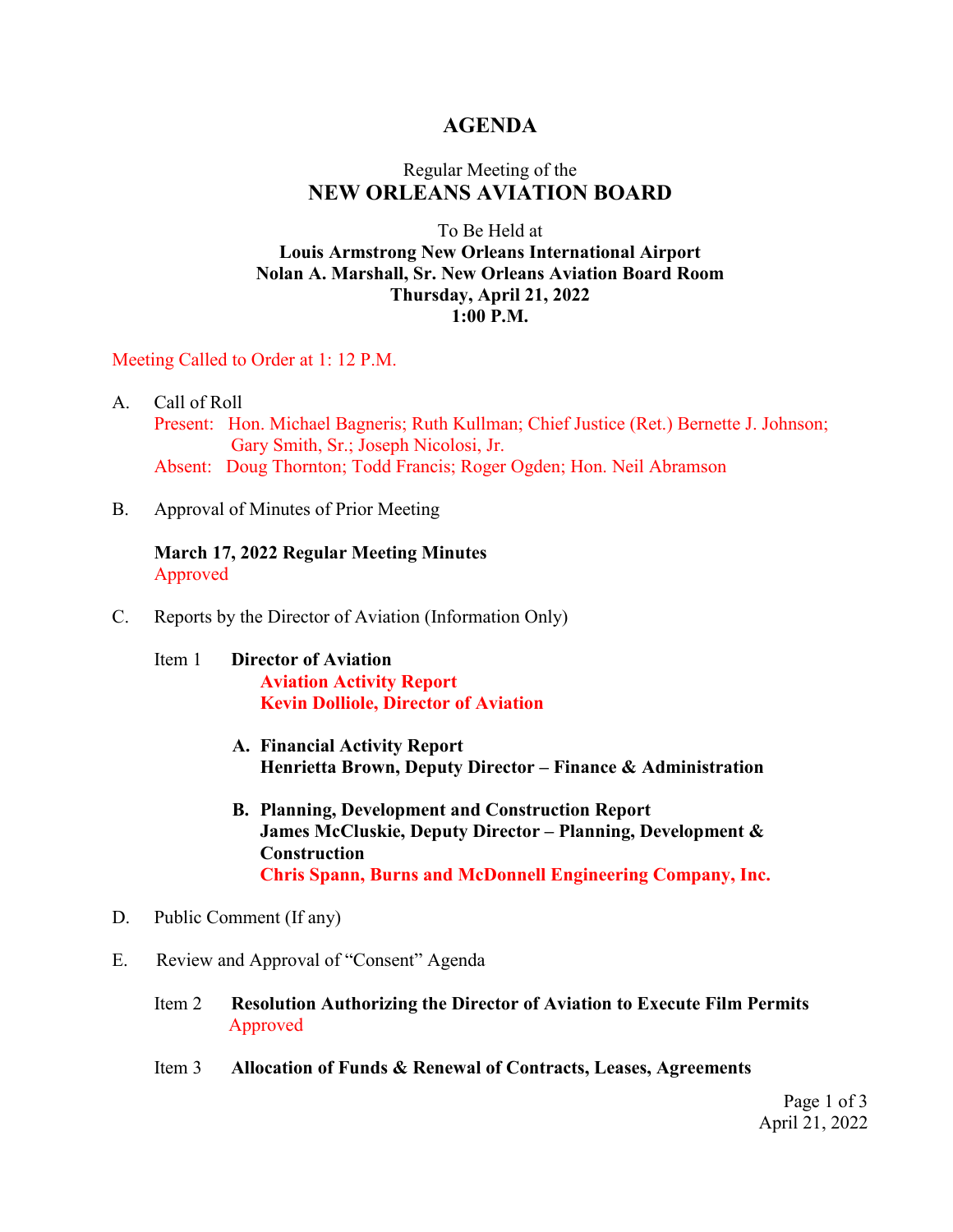# AGENDA

Regular Meeting of the
## NEW ORLEANS AVIATION BOARD

To Be Held at
**Louis Armstrong New Orleans International Airport**
**Nolan A. Marshall, Sr. New Orleans Aviation Board Room**
**Thursday, April 21, 2022**
**1:00 P.M.**

Meeting Called to Order at 1: 12 P.M.

A. Call of Roll
   Present: Hon. Michael Bagneris; Ruth Kullman; Chief Justice (Ret.) Bernette J. Johnson; Gary Smith, Sr.; Joseph Nicolosi, Jr.
   Absent: Doug Thornton; Todd Francis; Roger Ogden; Hon. Neil Abramson

B. Approval of Minutes of Prior Meeting

   **March 17, 2022 Regular Meeting Minutes**
   Approved

C. Reports by the Director of Aviation (Information Only)

   Item 1 **Director of Aviation**
   **Aviation Activity Report**
   **Kevin Dolliole, Director of Aviation**

   **A. Financial Activity Report**
   **Henrietta Brown, Deputy Director – Finance & Administration**

   **B. Planning, Development and Construction Report**
   **James McCluskie, Deputy Director – Planning, Development & Construction**
   **Chris Spann, Burns and McDonnell Engineering Company, Inc.**

D. Public Comment (If any)

E. Review and Approval of "Consent" Agenda

   Item 2 **Resolution Authorizing the Director of Aviation to Execute Film Permits**
   Approved

   Item 3 **Allocation of Funds & Renewal of Contracts, Leases, Agreements**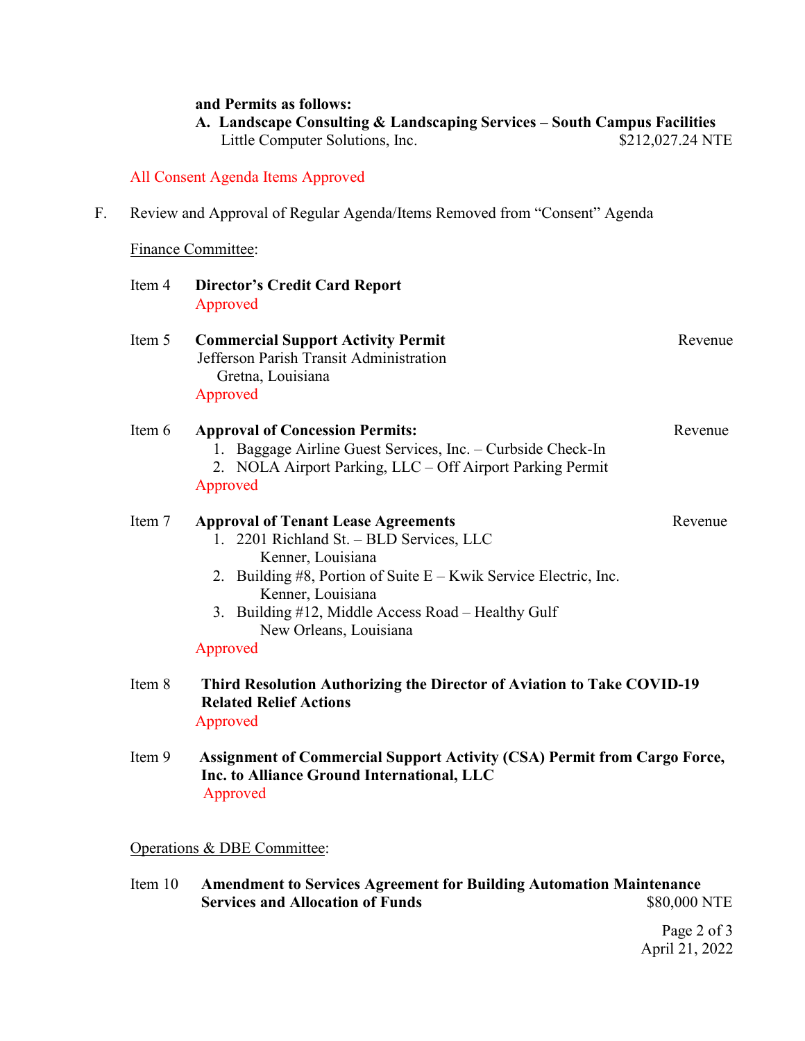**and Permits as follows:**

**A. Landscape Consulting & Landscaping Services – South Campus Facilities**
Little Computer Solutions, Inc. $212,027.24 NTE

All Consent Agenda Items Approved

F. Review and Approval of Regular Agenda/Items Removed from "Consent" Agenda

Finance Committee:

Item 4 **Director's Credit Card Report**
Approved

Item 5 **Commercial Support Activity Permit** Revenue
Jefferson Parish Transit Administration
Gretna, Louisiana
Approved

Item 6 **Approval of Concession Permits:** Revenue
1. Baggage Airline Guest Services, Inc. – Curbside Check-In
2. NOLA Airport Parking, LLC – Off Airport Parking Permit

Approved

Item 7 **Approval of Tenant Lease Agreements** Revenue
1. 2201 Richland St. – BLD Services, LLC
   Kenner, Louisiana
2. Building #8, Portion of Suite E – Kwik Service Electric, Inc.
   Kenner, Louisiana
3. Building #12, Middle Access Road – Healthy Gulf
   New Orleans, Louisiana

Approved

Item 8 **Third Resolution Authorizing the Director of Aviation to Take COVID-19 Related Relief Actions**
Approved

Item 9 **Assignment of Commercial Support Activity (CSA) Permit from Cargo Force, Inc. to Alliance Ground International, LLC**
Approved

Operations & DBE Committee:

Item 10 **Amendment to Services Agreement for Building Automation Maintenance Services and Allocation of Funds** $80,000 NTE

April 21, 2022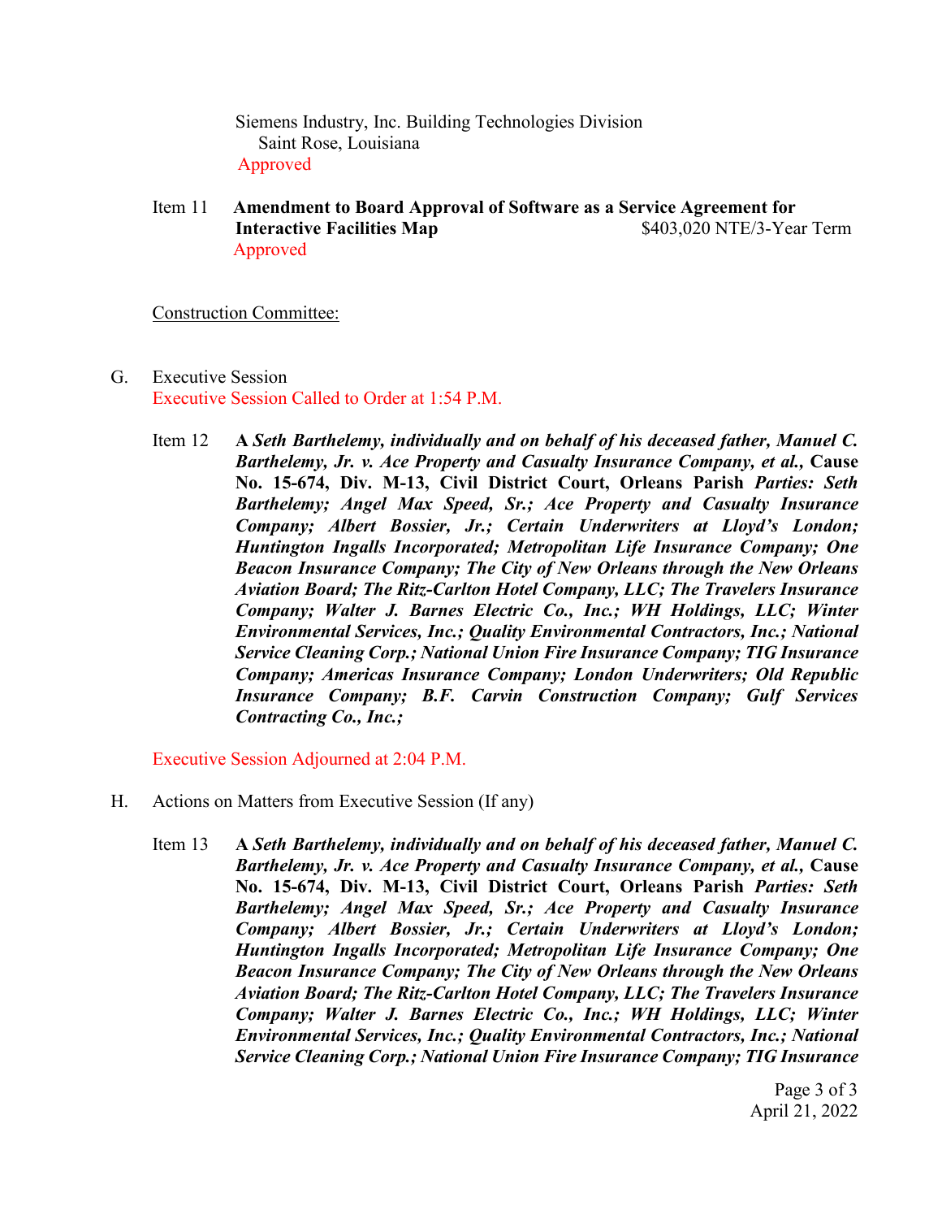Siemens Industry, Inc. Building Technologies Division
Saint Rose, Louisiana
Approved

Item 11 **Amendment to Board Approval of Software as a Service Agreement for Interactive Facilities Map** $403,020 NTE/3-Year Term
Approved

Construction Committee:

G. Executive Session
Executive Session Called to Order at 1:54 P.M.

Item 12 **A** ***Seth Barthelemy, individually and on behalf of his deceased father, Manuel C. Barthelemy, Jr. v. Ace Property and Casualty Insurance Company, et al.,*** **Cause No. 15-674, Div. M-13, Civil District Court, Orleans Parish** ***Parties: Seth Barthelemy; Angel Max Speed, Sr.; Ace Property and Casualty Insurance Company; Albert Bossier, Jr.; Certain Underwriters at Lloyd's London; Huntington Ingalls Incorporated; Metropolitan Life Insurance Company; One Beacon Insurance Company; The City of New Orleans through the New Orleans Aviation Board; The Ritz-Carlton Hotel Company, LLC; The Travelers Insurance Company; Walter J. Barnes Electric Co., Inc.; WH Holdings, LLC; Winter Environmental Services, Inc.; Quality Environmental Contractors, Inc.; National Service Cleaning Corp.; National Union Fire Insurance Company; TIG Insurance Company; Americas Insurance Company; London Underwriters; Old Republic Insurance Company; B.F. Carvin Construction Company; Gulf Services Contracting Co., Inc.;***

Executive Session Adjourned at 2:04 P.M.

H. Actions on Matters from Executive Session (If any)

Item 13 **A** ***Seth Barthelemy, individually and on behalf of his deceased father, Manuel C. Barthelemy, Jr. v. Ace Property and Casualty Insurance Company, et al.,*** **Cause No. 15-674, Div. M-13, Civil District Court, Orleans Parish** ***Parties: Seth Barthelemy; Angel Max Speed, Sr.; Ace Property and Casualty Insurance Company; Albert Bossier, Jr.; Certain Underwriters at Lloyd's London; Huntington Ingalls Incorporated; Metropolitan Life Insurance Company; One Beacon Insurance Company; The City of New Orleans through the New Orleans Aviation Board; The Ritz-Carlton Hotel Company, LLC; The Travelers Insurance Company; Walter J. Barnes Electric Co., Inc.; WH Holdings, LLC; Winter Environmental Services, Inc.; Quality Environmental Contractors, Inc.; National Service Cleaning Corp.; National Union Fire Insurance Company; TIG Insurance***

April 21, 2022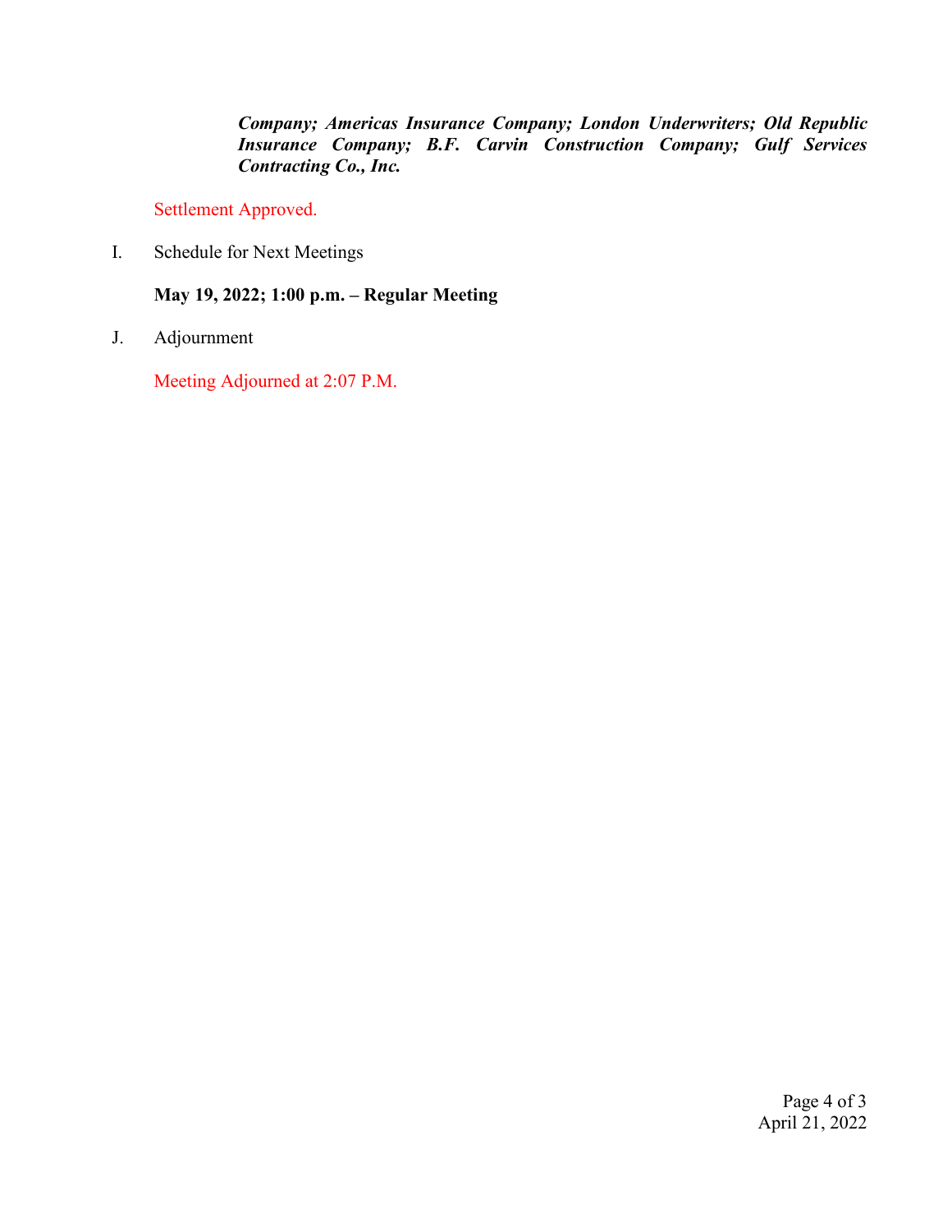***Company; Americas Insurance Company; London Underwriters; Old Republic Insurance Company; B.F. Carvin Construction Company; Gulf Services Contracting Co., Inc.***

Settlement Approved.

I. Schedule for Next Meetings

**May 19, 2022; 1:00 p.m. – Regular Meeting**

J. Adjournment

Meeting Adjourned at 2:07 P.M.